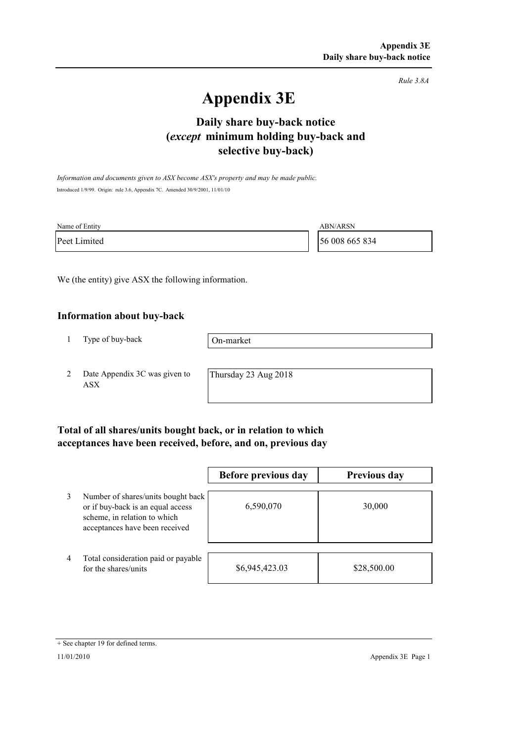*Rule 3.8A*

# Appendix 3E

## Daily share buy-back notice (*except* minimum holding buy-back and selective buy-back)

*Information and documents given to ASX become ASX's property and may be made public.*

Introduced 1/9/99. Origin: rule 3.6, Appendix 7C. Amended 30/9/2001, 11/01/10

| Name of Entity | ABN/ARSN |
|---|---|
| Peet Limited | 56 008 665 834 |

We (the entity) give ASX the following information.

### Information about buy-back

| | | |
|---|---|---|
| 1 | Type of buy-back | On-market |
| 2 | Date Appendix 3C was given to ASX | Thursday 23 Aug 2018 |

### Total of all shares/units bought back, or in relation to which acceptances have been received, before, and on, previous day

| | | Before previous day | Previous day |
|---|---|---|---|
| 3 | Number of shares/units bought back or if buy-back is an equal access scheme, in relation to which acceptances have been received | 6,590,070 | 30,000 |
| 4 | Total consideration paid or payable for the shares/units | $6,945,423.03 | $28,500.00 |

+ See chapter 19 for defined terms.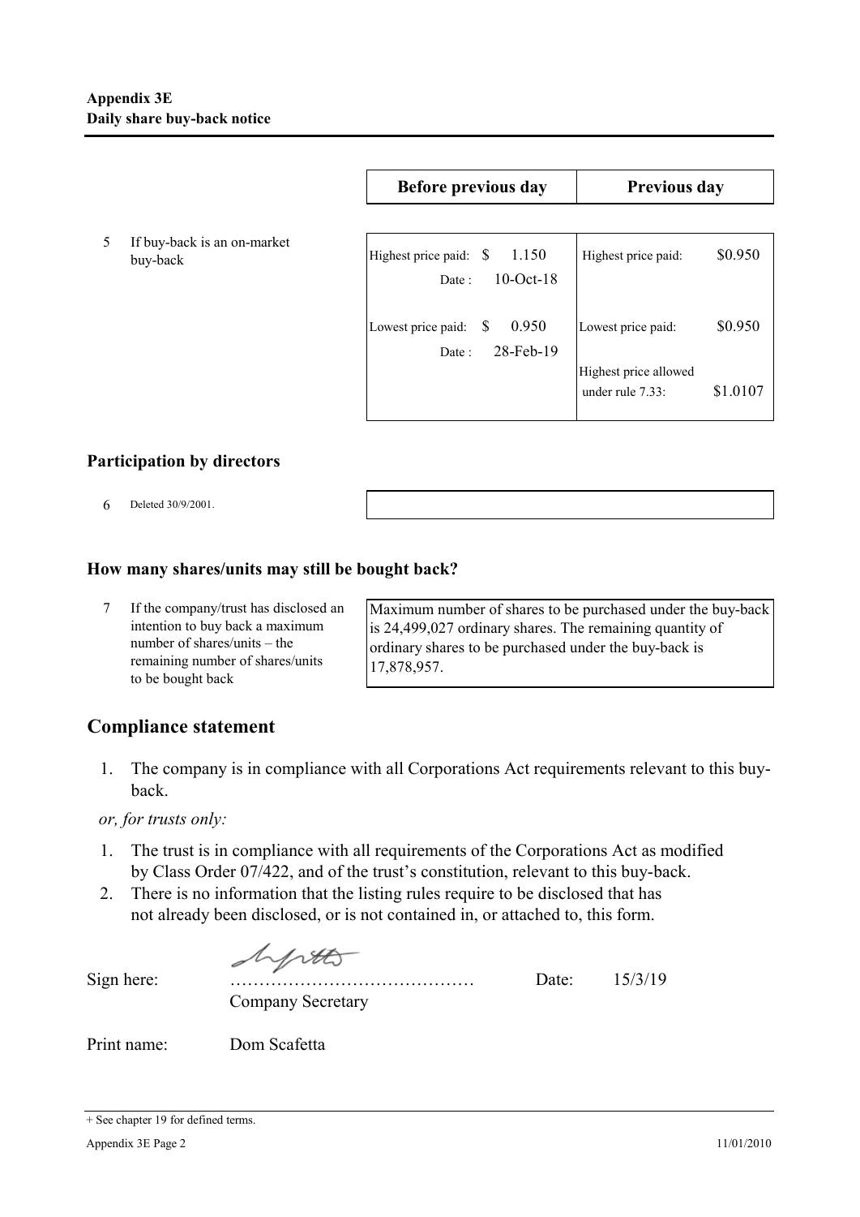**Appendix 3E**
**Daily share buy-back notice**

| | Before previous day | Previous day |
|---|---|---|
| 5 If buy-back is an on-market buy-back | Highest price paid: $ 1.150<br>Date : 10-Oct-18<br><br>Lowest price paid: $ 0.950<br>Date : 28-Feb-19 | Highest price paid: $0.950<br><br>Lowest price paid: $0.950<br><br>Highest price allowed under rule 7.33: $1.0107 |

## Participation by directors

| | |
|---|---|
| 6 Deleted 30/9/2001. | |

## How many shares/units may still be bought back?

| | |
|---|---|
| 7 If the company/trust has disclosed an intention to buy back a maximum number of shares/units – the remaining number of shares/units to be bought back | Maximum number of shares to be purchased under the buy-back is 24,499,027 ordinary shares. The remaining quantity of ordinary shares to be purchased under the buy-back is 17,878,957. |

## Compliance statement

1. The company is in compliance with all Corporations Act requirements relevant to this buy-back.

*or, for trusts only:*

1. The trust is in compliance with all requirements of the Corporations Act as modified by Class Order 07/422, and of the trust's constitution, relevant to this buy-back.
2. There is no information that the listing rules require to be disclosed that has not already been disclosed, or is not contained in, or attached to, this form.

Sign here: …………………………………… Date: 15/3/19
Company Secretary

Print name: Dom Scafetta

+ See chapter 19 for defined terms.